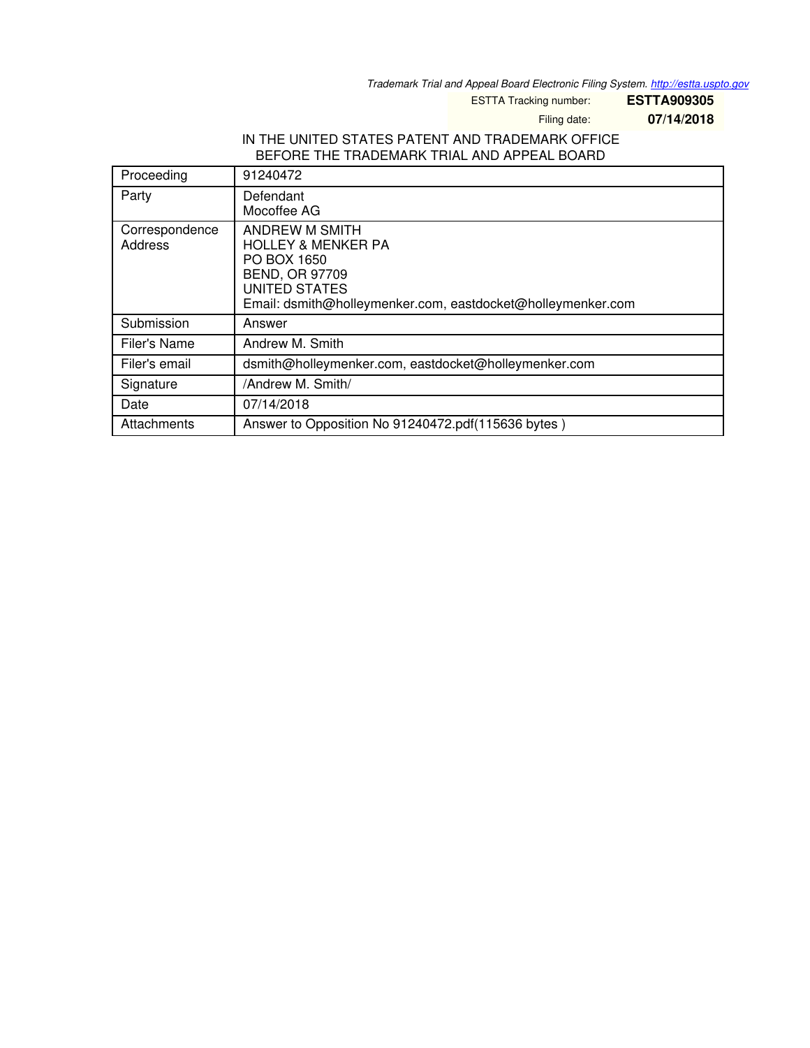*Trademark Trial and Appeal Board Electronic Filing System. http://estta.uspto.gov*

| ESTTA Tracking number: | **ESTTA909305** |
|---|---|
| Filing date: | **07/14/2018** |

IN THE UNITED STATES PATENT AND TRADEMARK OFFICE
BEFORE THE TRADEMARK TRIAL AND APPEAL BOARD

| Proceeding | 91240472 |
|---|---|
| Party | Defendant<br>Mocoffee AG |
| Correspondence Address | ANDREW M SMITH<br>HOLLEY & MENKER PA<br>PO BOX 1650<br>BEND, OR 97709<br>UNITED STATES<br>Email: dsmith@holleymenker.com, eastdocket@holleymenker.com |
| Submission | Answer |
| Filer's Name | Andrew M. Smith |
| Filer's email | dsmith@holleymenker.com, eastdocket@holleymenker.com |
| Signature | /Andrew M. Smith/ |
| Date | 07/14/2018 |
| Attachments | Answer to Opposition No 91240472.pdf(115636 bytes ) |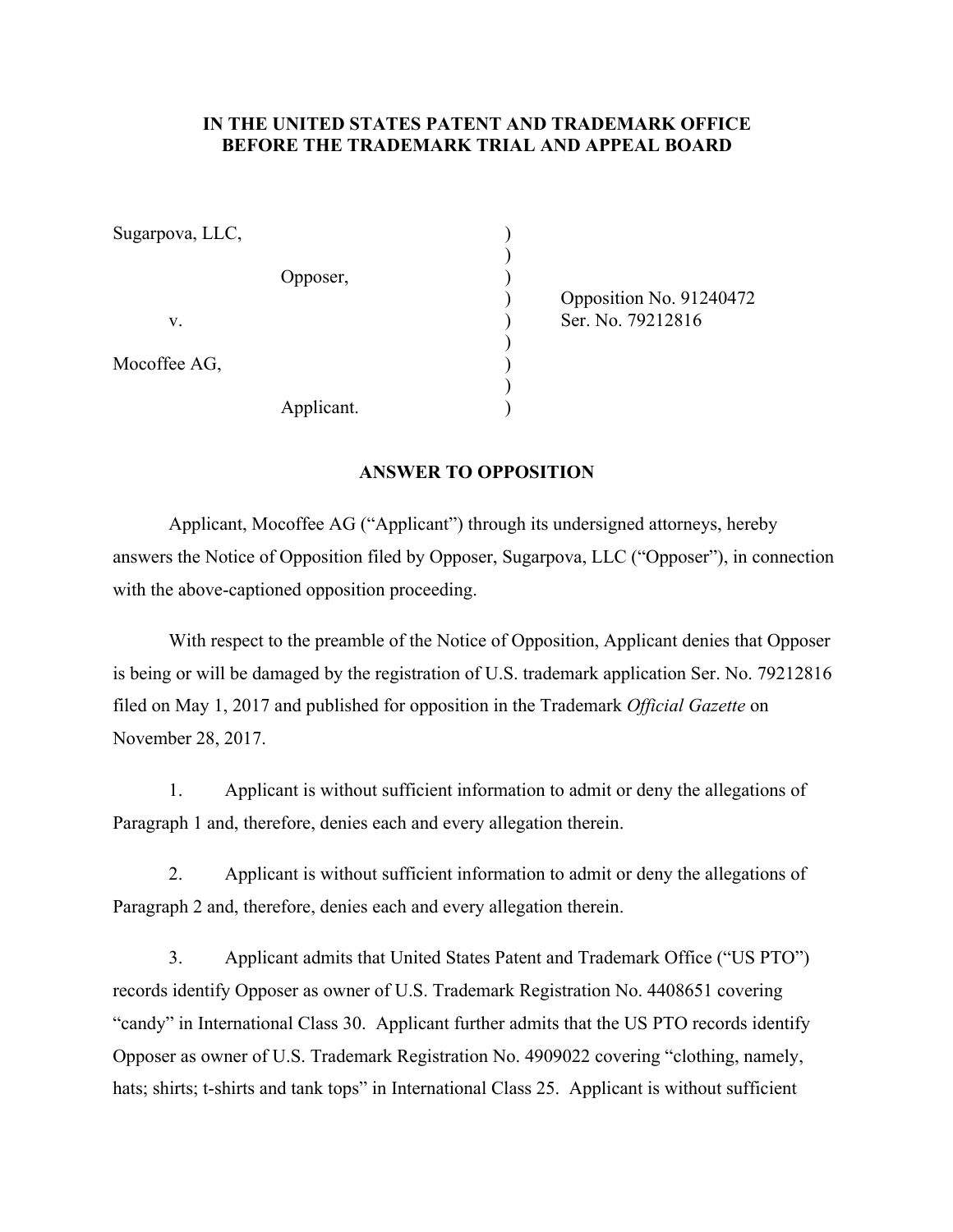**IN THE UNITED STATES PATENT AND TRADEMARK OFFICE**
**BEFORE THE TRADEMARK TRIAL AND APPEAL BOARD**

| | | |
|---|---|---|
| Sugarpova, LLC, | ) | |
| | ) | |
| Opposer, | ) | |
| | ) | Opposition No. 91240472 |
| v. | ) | Ser. No. 79212816 |
| | ) | |
| Mocoffee AG, | ) | |
| | ) | |
| Applicant. | ) | |

**ANSWER TO OPPOSITION**

Applicant, Mocoffee AG ("Applicant") through its undersigned attorneys, hereby answers the Notice of Opposition filed by Opposer, Sugarpova, LLC ("Opposer"), in connection with the above-captioned opposition proceeding.

With respect to the preamble of the Notice of Opposition, Applicant denies that Opposer is being or will be damaged by the registration of U.S. trademark application Ser. No. 79212816 filed on May 1, 2017 and published for opposition in the Trademark *Official Gazette* on November 28, 2017.

1. Applicant is without sufficient information to admit or deny the allegations of Paragraph 1 and, therefore, denies each and every allegation therein.

2. Applicant is without sufficient information to admit or deny the allegations of Paragraph 2 and, therefore, denies each and every allegation therein.

3. Applicant admits that United States Patent and Trademark Office ("US PTO") records identify Opposer as owner of U.S. Trademark Registration No. 4408651 covering "candy" in International Class 30. Applicant further admits that the US PTO records identify Opposer as owner of U.S. Trademark Registration No. 4909022 covering "clothing, namely, hats; shirts; t-shirts and tank tops" in International Class 25. Applicant is without sufficient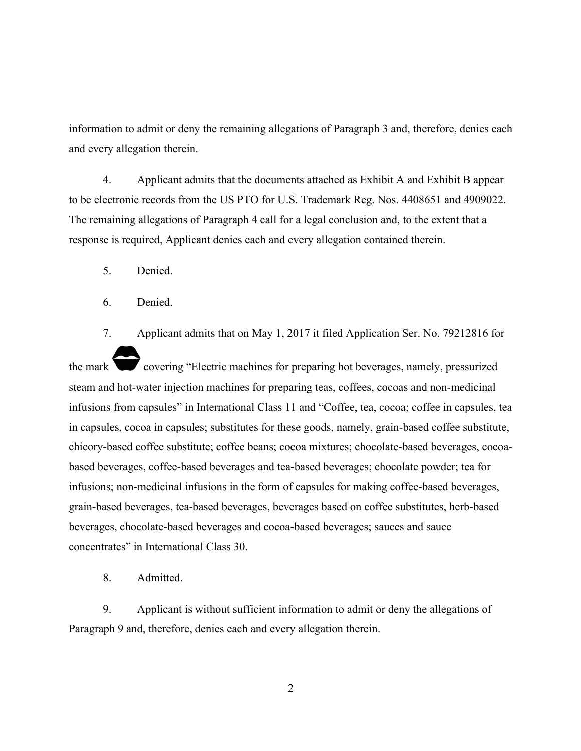information to admit or deny the remaining allegations of Paragraph 3 and, therefore, denies each and every allegation therein.

4. Applicant admits that the documents attached as Exhibit A and Exhibit B appear to be electronic records from the US PTO for U.S. Trademark Reg. Nos. 4408651 and 4909022. The remaining allegations of Paragraph 4 call for a legal conclusion and, to the extent that a response is required, Applicant denies each and every allegation contained therein.

5. Denied.

6. Denied.

7. Applicant admits that on May 1, 2017 it filed Application Ser. No. 79212816 for the mark covering "Electric machines for preparing hot beverages, namely, pressurized steam and hot-water injection machines for preparing teas, coffees, cocoas and non-medicinal infusions from capsules" in International Class 11 and "Coffee, tea, cocoa; coffee in capsules, tea in capsules, cocoa in capsules; substitutes for these goods, namely, grain-based coffee substitute, chicory-based coffee substitute; coffee beans; cocoa mixtures; chocolate-based beverages, cocoa-based beverages, coffee-based beverages and tea-based beverages; chocolate powder; tea for infusions; non-medicinal infusions in the form of capsules for making coffee-based beverages, grain-based beverages, tea-based beverages, beverages based on coffee substitutes, herb-based beverages, chocolate-based beverages and cocoa-based beverages; sauces and sauce concentrates" in International Class 30.

8. Admitted.

9. Applicant is without sufficient information to admit or deny the allegations of Paragraph 9 and, therefore, denies each and every allegation therein.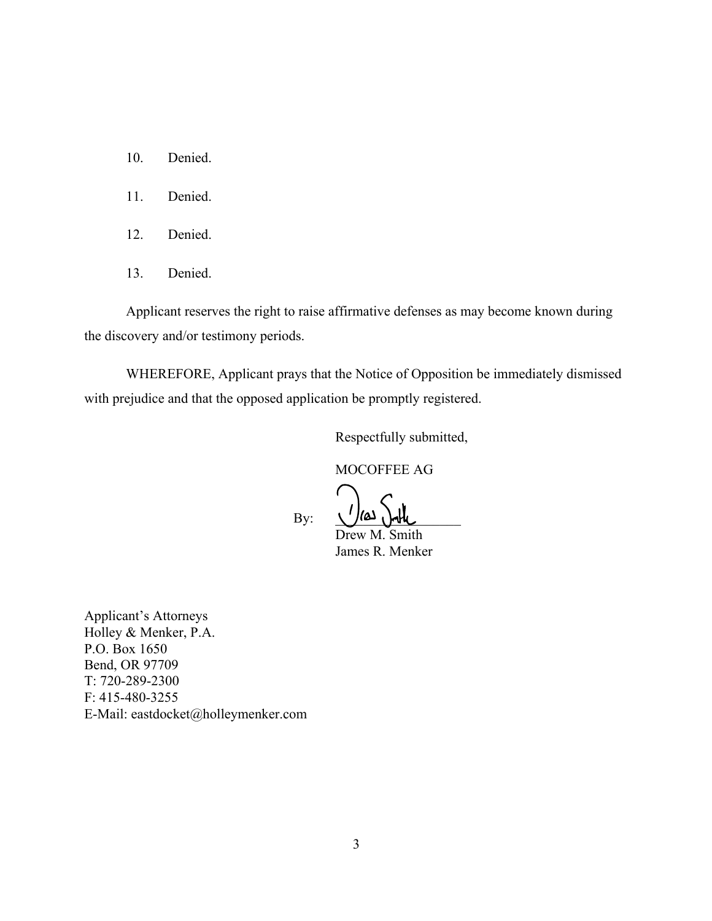10. Denied.

11. Denied.

12. Denied.

13. Denied.

Applicant reserves the right to raise affirmative defenses as may become known during the discovery and/or testimony periods.

WHEREFORE, Applicant prays that the Notice of Opposition be immediately dismissed with prejudice and that the opposed application be promptly registered.

Respectfully submitted,

MOCOFFEE AG

By: ______________________
Drew M. Smith
James R. Menker

Applicant's Attorneys
Holley & Menker, P.A.
P.O. Box 1650
Bend, OR 97709
T: 720-289-2300
F: 415-480-3255
E-Mail: eastdocket@holleymenker.com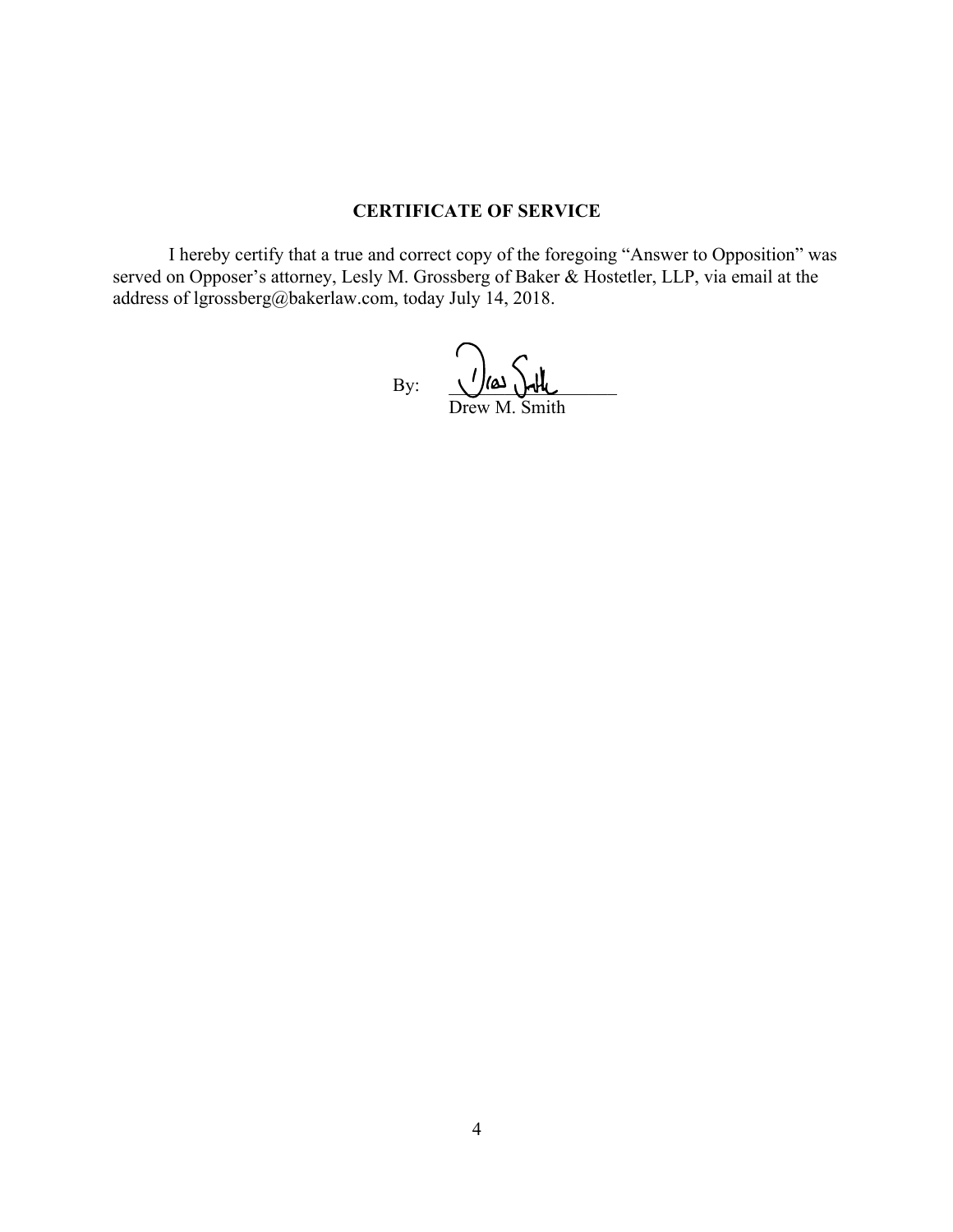**CERTIFICATE OF SERVICE**

I hereby certify that a true and correct copy of the foregoing "Answer to Opposition" was served on Opposer's attorney, Lesly M. Grossberg of Baker & Hostetler, LLP, via email at the address of lgrossberg@bakerlaw.com, today July 14, 2018.

By: ______________________
Drew M. Smith